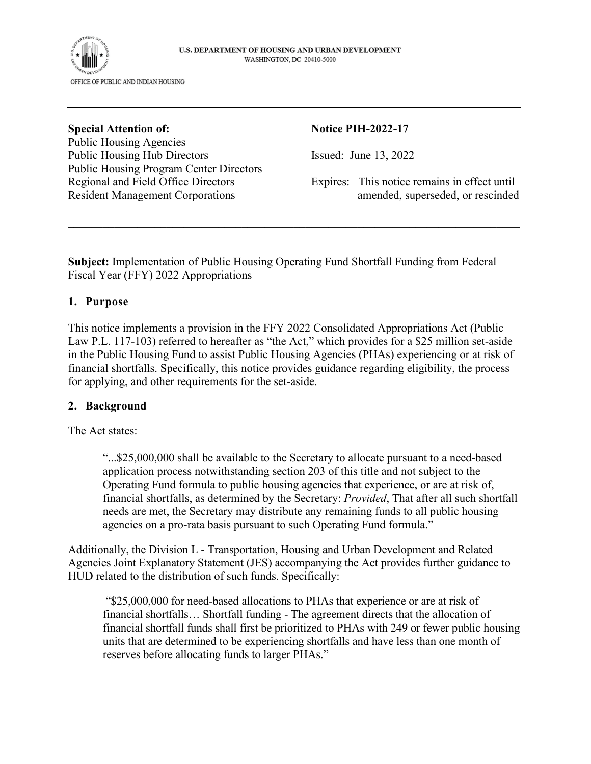U.S. DEPARTMENT OF HOUSING AND URBAN DEVELOPMENT
WASHINGTON, DC 20410-5000

OFFICE OF PUBLIC AND INDIAN HOUSING

---

**Special Attention of:**
Public Housing Agencies
Public Housing Hub Directors
Public Housing Program Center Directors
Regional and Field Office Directors
Resident Management Corporations

**Notice PIH-2022-17**

Issued: June 13, 2022

Expires: This notice remains in effect until amended, superseded, or rescinded

---

**Subject:** Implementation of Public Housing Operating Fund Shortfall Funding from Federal Fiscal Year (FFY) 2022 Appropriations

## 1. Purpose

This notice implements a provision in the FFY 2022 Consolidated Appropriations Act (Public Law P.L. 117-103) referred to hereafter as "the Act," which provides for a $25 million set-aside in the Public Housing Fund to assist Public Housing Agencies (PHAs) experiencing or at risk of financial shortfalls. Specifically, this notice provides guidance regarding eligibility, the process for applying, and other requirements for the set-aside.

## 2. Background

The Act states:

> "...$25,000,000 shall be available to the Secretary to allocate pursuant to a need-based application process notwithstanding section 203 of this title and not subject to the Operating Fund formula to public housing agencies that experience, or are at risk of, financial shortfalls, as determined by the Secretary: *Provided*, That after all such shortfall needs are met, the Secretary may distribute any remaining funds to all public housing agencies on a pro-rata basis pursuant to such Operating Fund formula."

Additionally, the Division L - Transportation, Housing and Urban Development and Related Agencies Joint Explanatory Statement (JES) accompanying the Act provides further guidance to HUD related to the distribution of such funds. Specifically:

> "$25,000,000 for need-based allocations to PHAs that experience or are at risk of financial shortfalls… Shortfall funding - The agreement directs that the allocation of financial shortfall funds shall first be prioritized to PHAs with 249 or fewer public housing units that are determined to be experiencing shortfalls and have less than one month of reserves before allocating funds to larger PHAs."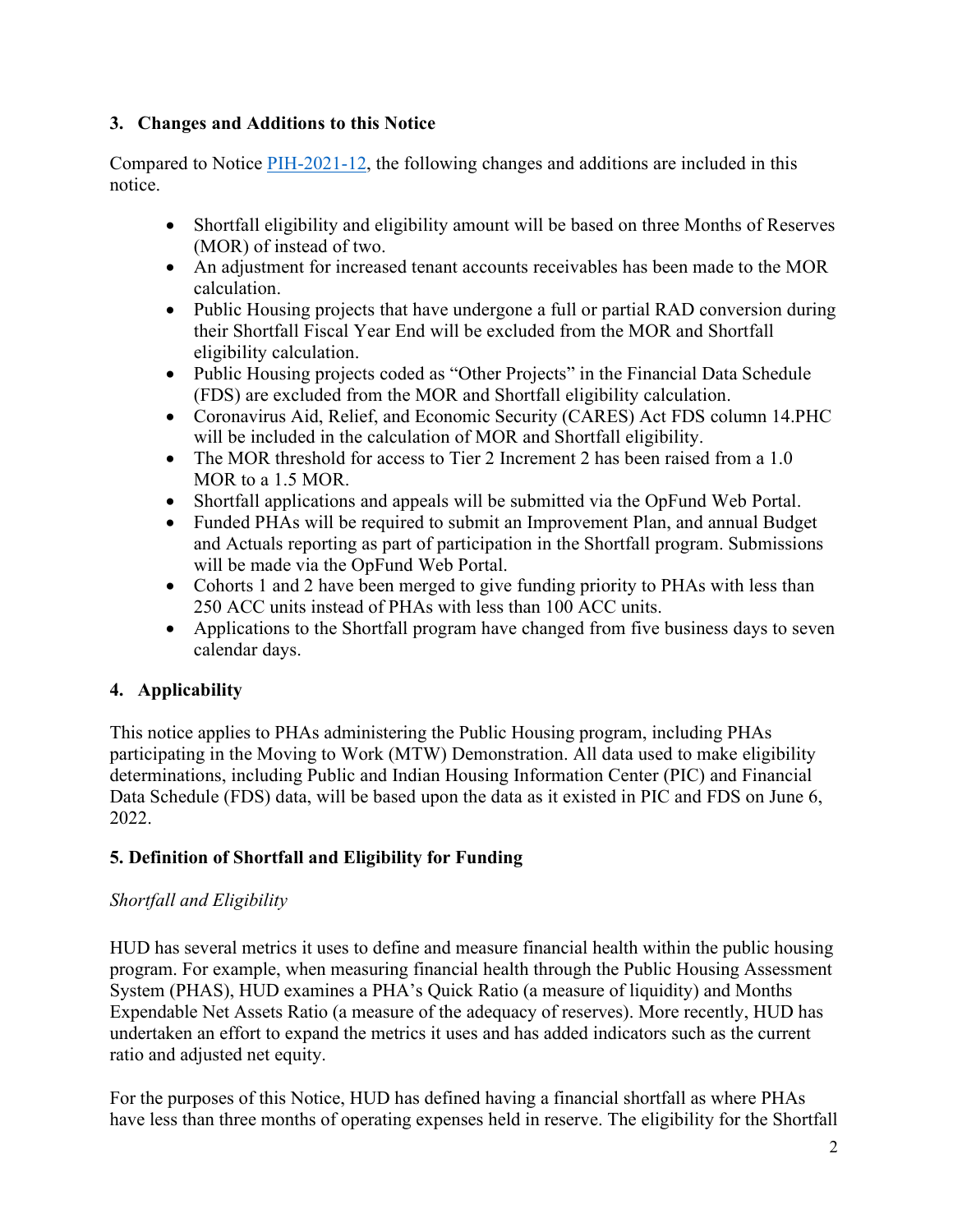## 3. Changes and Additions to this Notice

Compared to Notice PIH-2021-12, the following changes and additions are included in this notice.

- Shortfall eligibility and eligibility amount will be based on three Months of Reserves (MOR) of instead of two.
- An adjustment for increased tenant accounts receivables has been made to the MOR calculation.
- Public Housing projects that have undergone a full or partial RAD conversion during their Shortfall Fiscal Year End will be excluded from the MOR and Shortfall eligibility calculation.
- Public Housing projects coded as "Other Projects" in the Financial Data Schedule (FDS) are excluded from the MOR and Shortfall eligibility calculation.
- Coronavirus Aid, Relief, and Economic Security (CARES) Act FDS column 14.PHC will be included in the calculation of MOR and Shortfall eligibility.
- The MOR threshold for access to Tier 2 Increment 2 has been raised from a 1.0 MOR to a 1.5 MOR.
- Shortfall applications and appeals will be submitted via the OpFund Web Portal.
- Funded PHAs will be required to submit an Improvement Plan, and annual Budget and Actuals reporting as part of participation in the Shortfall program. Submissions will be made via the OpFund Web Portal.
- Cohorts 1 and 2 have been merged to give funding priority to PHAs with less than 250 ACC units instead of PHAs with less than 100 ACC units.
- Applications to the Shortfall program have changed from five business days to seven calendar days.

## 4. Applicability

This notice applies to PHAs administering the Public Housing program, including PHAs participating in the Moving to Work (MTW) Demonstration. All data used to make eligibility determinations, including Public and Indian Housing Information Center (PIC) and Financial Data Schedule (FDS) data, will be based upon the data as it existed in PIC and FDS on June 6, 2022.

## 5. Definition of Shortfall and Eligibility for Funding

*Shortfall and Eligibility*

HUD has several metrics it uses to define and measure financial health within the public housing program. For example, when measuring financial health through the Public Housing Assessment System (PHAS), HUD examines a PHA's Quick Ratio (a measure of liquidity) and Months Expendable Net Assets Ratio (a measure of the adequacy of reserves). More recently, HUD has undertaken an effort to expand the metrics it uses and has added indicators such as the current ratio and adjusted net equity.

For the purposes of this Notice, HUD has defined having a financial shortfall as where PHAs have less than three months of operating expenses held in reserve. The eligibility for the Shortfall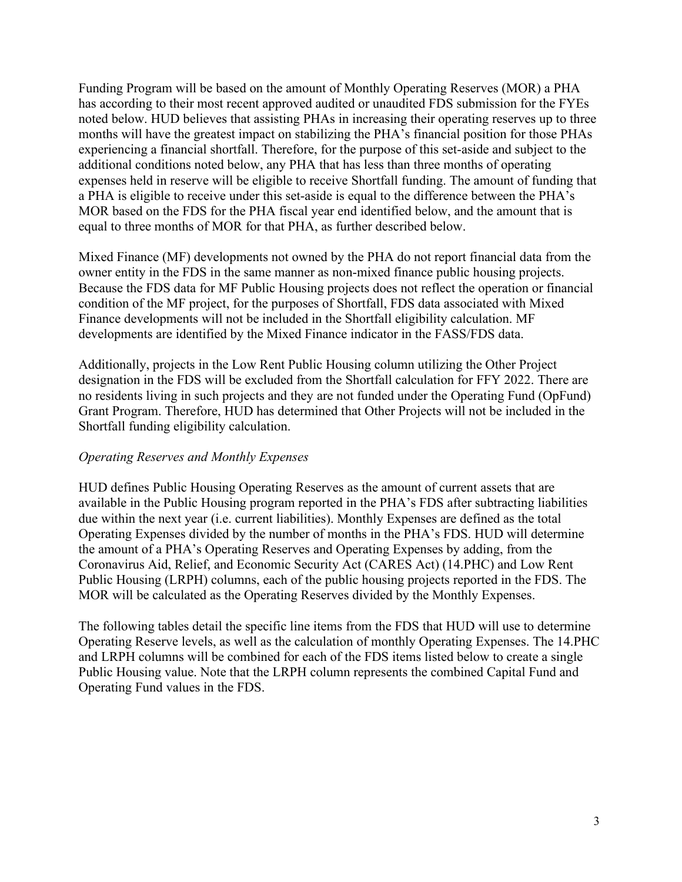Funding Program will be based on the amount of Monthly Operating Reserves (MOR) a PHA has according to their most recent approved audited or unaudited FDS submission for the FYEs noted below. HUD believes that assisting PHAs in increasing their operating reserves up to three months will have the greatest impact on stabilizing the PHA's financial position for those PHAs experiencing a financial shortfall. Therefore, for the purpose of this set-aside and subject to the additional conditions noted below, any PHA that has less than three months of operating expenses held in reserve will be eligible to receive Shortfall funding. The amount of funding that a PHA is eligible to receive under this set-aside is equal to the difference between the PHA's MOR based on the FDS for the PHA fiscal year end identified below, and the amount that is equal to three months of MOR for that PHA, as further described below.

Mixed Finance (MF) developments not owned by the PHA do not report financial data from the owner entity in the FDS in the same manner as non-mixed finance public housing projects. Because the FDS data for MF Public Housing projects does not reflect the operation or financial condition of the MF project, for the purposes of Shortfall, FDS data associated with Mixed Finance developments will not be included in the Shortfall eligibility calculation. MF developments are identified by the Mixed Finance indicator in the FASS/FDS data.

Additionally, projects in the Low Rent Public Housing column utilizing the Other Project designation in the FDS will be excluded from the Shortfall calculation for FFY 2022. There are no residents living in such projects and they are not funded under the Operating Fund (OpFund) Grant Program. Therefore, HUD has determined that Other Projects will not be included in the Shortfall funding eligibility calculation.

*Operating Reserves and Monthly Expenses*

HUD defines Public Housing Operating Reserves as the amount of current assets that are available in the Public Housing program reported in the PHA's FDS after subtracting liabilities due within the next year (i.e. current liabilities). Monthly Expenses are defined as the total Operating Expenses divided by the number of months in the PHA's FDS. HUD will determine the amount of a PHA's Operating Reserves and Operating Expenses by adding, from the Coronavirus Aid, Relief, and Economic Security Act (CARES Act) (14.PHC) and Low Rent Public Housing (LRPH) columns, each of the public housing projects reported in the FDS. The MOR will be calculated as the Operating Reserves divided by the Monthly Expenses.

The following tables detail the specific line items from the FDS that HUD will use to determine Operating Reserve levels, as well as the calculation of monthly Operating Expenses. The 14.PHC and LRPH columns will be combined for each of the FDS items listed below to create a single Public Housing value. Note that the LRPH column represents the combined Capital Fund and Operating Fund values in the FDS.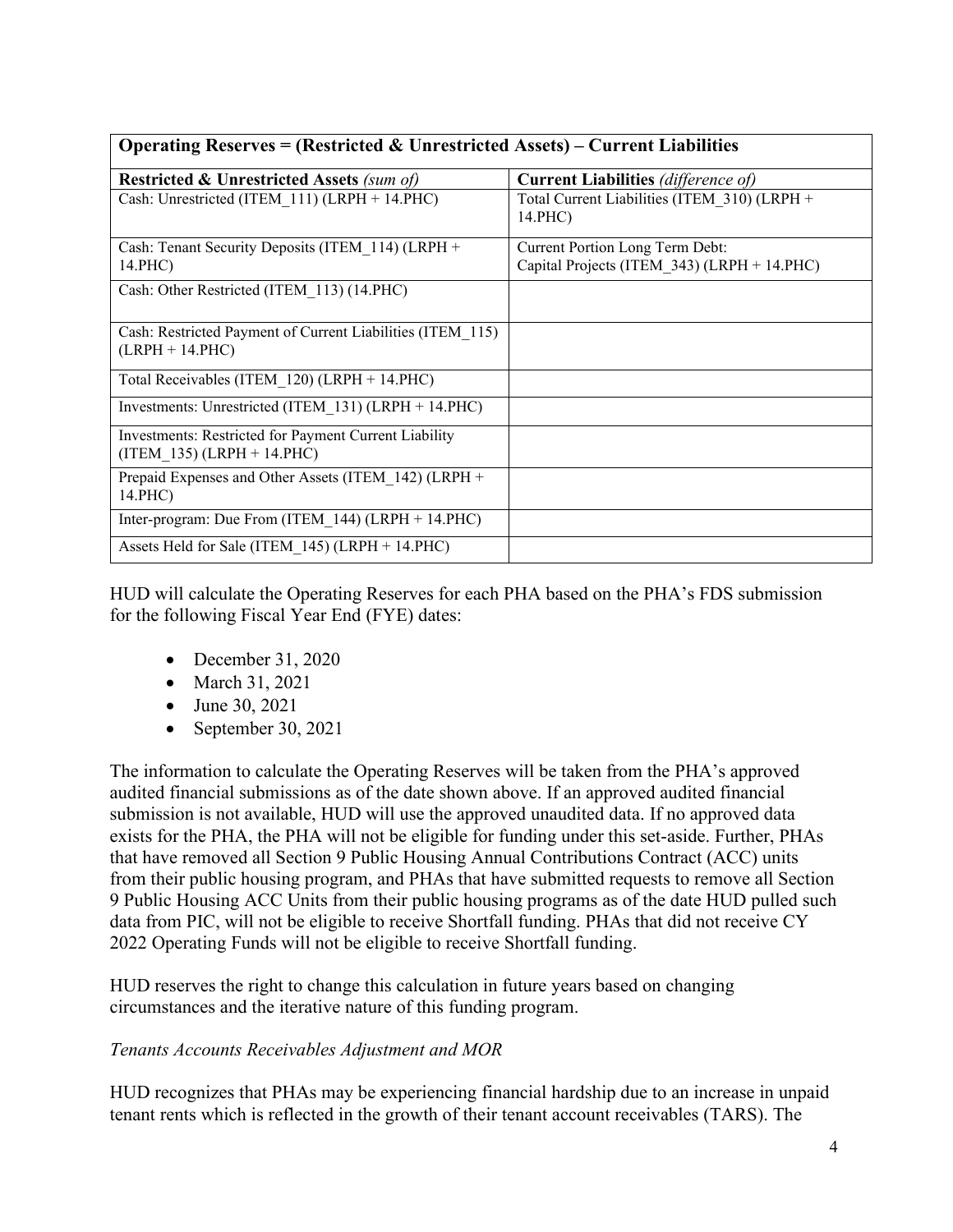| **Operating Reserves = (Restricted & Unrestricted Assets) – Current Liabilities** | |
|---|---|
| **Restricted & Unrestricted Assets** *(sum of)* | **Current Liabilities** *(difference of)* |
| Cash: Unrestricted (ITEM_111) (LRPH + 14.PHC) | Total Current Liabilities (ITEM_310) (LRPH + 14.PHC) |
| Cash: Tenant Security Deposits (ITEM_114) (LRPH + 14.PHC) | Current Portion Long Term Debt: Capital Projects (ITEM_343) (LRPH + 14.PHC) |
| Cash: Other Restricted (ITEM_113) (14.PHC) | |
| Cash: Restricted Payment of Current Liabilities (ITEM_115) (LRPH + 14.PHC) | |
| Total Receivables (ITEM_120) (LRPH + 14.PHC) | |
| Investments: Unrestricted (ITEM_131) (LRPH + 14.PHC) | |
| Investments: Restricted for Payment Current Liability (ITEM_135) (LRPH + 14.PHC) | |
| Prepaid Expenses and Other Assets (ITEM_142) (LRPH + 14.PHC) | |
| Inter-program: Due From (ITEM_144) (LRPH + 14.PHC) | |
| Assets Held for Sale (ITEM_145) (LRPH + 14.PHC) | |

HUD will calculate the Operating Reserves for each PHA based on the PHA's FDS submission for the following Fiscal Year End (FYE) dates:

- December 31, 2020
- March 31, 2021
- June 30, 2021
- September 30, 2021

The information to calculate the Operating Reserves will be taken from the PHA's approved audited financial submissions as of the date shown above. If an approved audited financial submission is not available, HUD will use the approved unaudited data. If no approved data exists for the PHA, the PHA will not be eligible for funding under this set-aside. Further, PHAs that have removed all Section 9 Public Housing Annual Contributions Contract (ACC) units from their public housing program, and PHAs that have submitted requests to remove all Section 9 Public Housing ACC Units from their public housing programs as of the date HUD pulled such data from PIC, will not be eligible to receive Shortfall funding. PHAs that did not receive CY 2022 Operating Funds will not be eligible to receive Shortfall funding.

HUD reserves the right to change this calculation in future years based on changing circumstances and the iterative nature of this funding program.

*Tenants Accounts Receivables Adjustment and MOR*

HUD recognizes that PHAs may be experiencing financial hardship due to an increase in unpaid tenant rents which is reflected in the growth of their tenant account receivables (TARS). The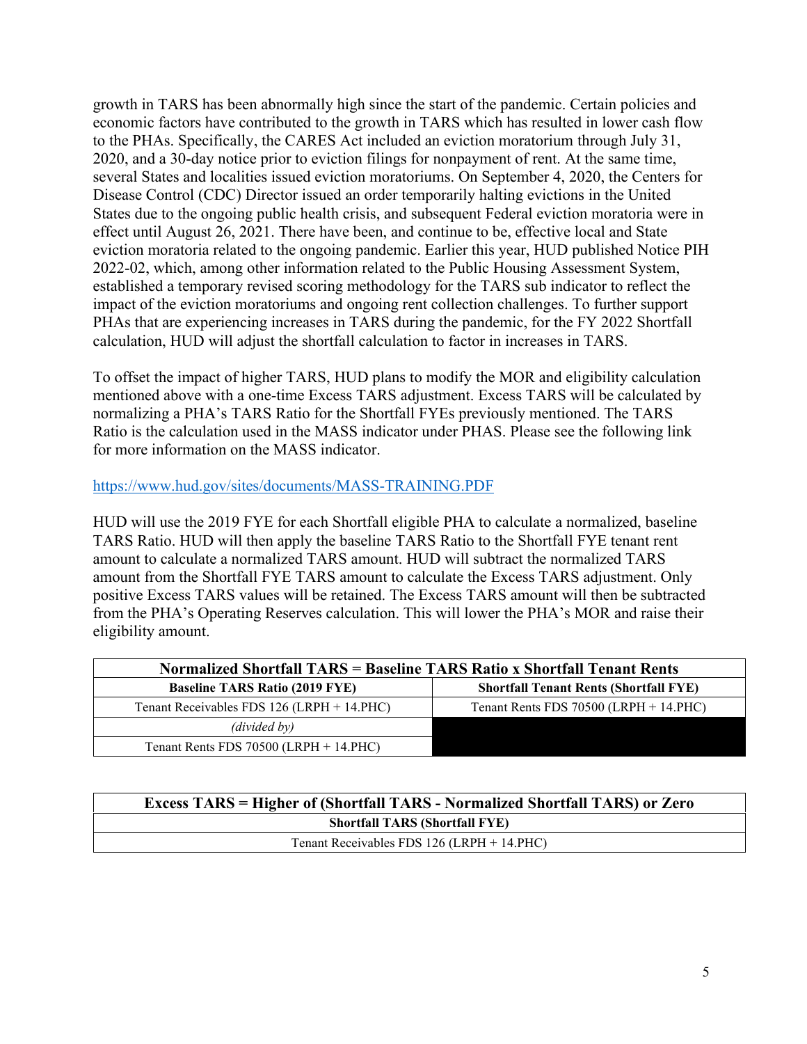growth in TARS has been abnormally high since the start of the pandemic. Certain policies and economic factors have contributed to the growth in TARS which has resulted in lower cash flow to the PHAs. Specifically, the CARES Act included an eviction moratorium through July 31, 2020, and a 30-day notice prior to eviction filings for nonpayment of rent. At the same time, several States and localities issued eviction moratoriums. On September 4, 2020, the Centers for Disease Control (CDC) Director issued an order temporarily halting evictions in the United States due to the ongoing public health crisis, and subsequent Federal eviction moratoria were in effect until August 26, 2021. There have been, and continue to be, effective local and State eviction moratoria related to the ongoing pandemic. Earlier this year, HUD published Notice PIH 2022-02, which, among other information related to the Public Housing Assessment System, established a temporary revised scoring methodology for the TARS sub indicator to reflect the impact of the eviction moratoriums and ongoing rent collection challenges. To further support PHAs that are experiencing increases in TARS during the pandemic, for the FY 2022 Shortfall calculation, HUD will adjust the shortfall calculation to factor in increases in TARS.

To offset the impact of higher TARS, HUD plans to modify the MOR and eligibility calculation mentioned above with a one-time Excess TARS adjustment. Excess TARS will be calculated by normalizing a PHA's TARS Ratio for the Shortfall FYEs previously mentioned. The TARS Ratio is the calculation used in the MASS indicator under PHAS. Please see the following link for more information on the MASS indicator.

https://www.hud.gov/sites/documents/MASS-TRAINING.PDF

HUD will use the 2019 FYE for each Shortfall eligible PHA to calculate a normalized, baseline TARS Ratio. HUD will then apply the baseline TARS Ratio to the Shortfall FYE tenant rent amount to calculate a normalized TARS amount. HUD will subtract the normalized TARS amount from the Shortfall FYE TARS amount to calculate the Excess TARS adjustment. Only positive Excess TARS values will be retained. The Excess TARS amount will then be subtracted from the PHA's Operating Reserves calculation. This will lower the PHA's MOR and raise their eligibility amount.

| **Normalized Shortfall TARS = Baseline TARS Ratio x Shortfall Tenant Rents** | |
|---|---|
| **Baseline TARS Ratio (2019 FYE)** | **Shortfall Tenant Rents (Shortfall FYE)** |
| Tenant Receivables FDS 126 (LRPH + 14.PHC) | Tenant Rents FDS 70500 (LRPH + 14.PHC) |
| *(divided by)* | |
| Tenant Rents FDS 70500 (LRPH + 14.PHC) | |

| **Excess TARS = Higher of (Shortfall TARS - Normalized Shortfall TARS) or Zero** |
|---|
| **Shortfall TARS (Shortfall FYE)** |
| Tenant Receivables FDS 126 (LRPH + 14.PHC) |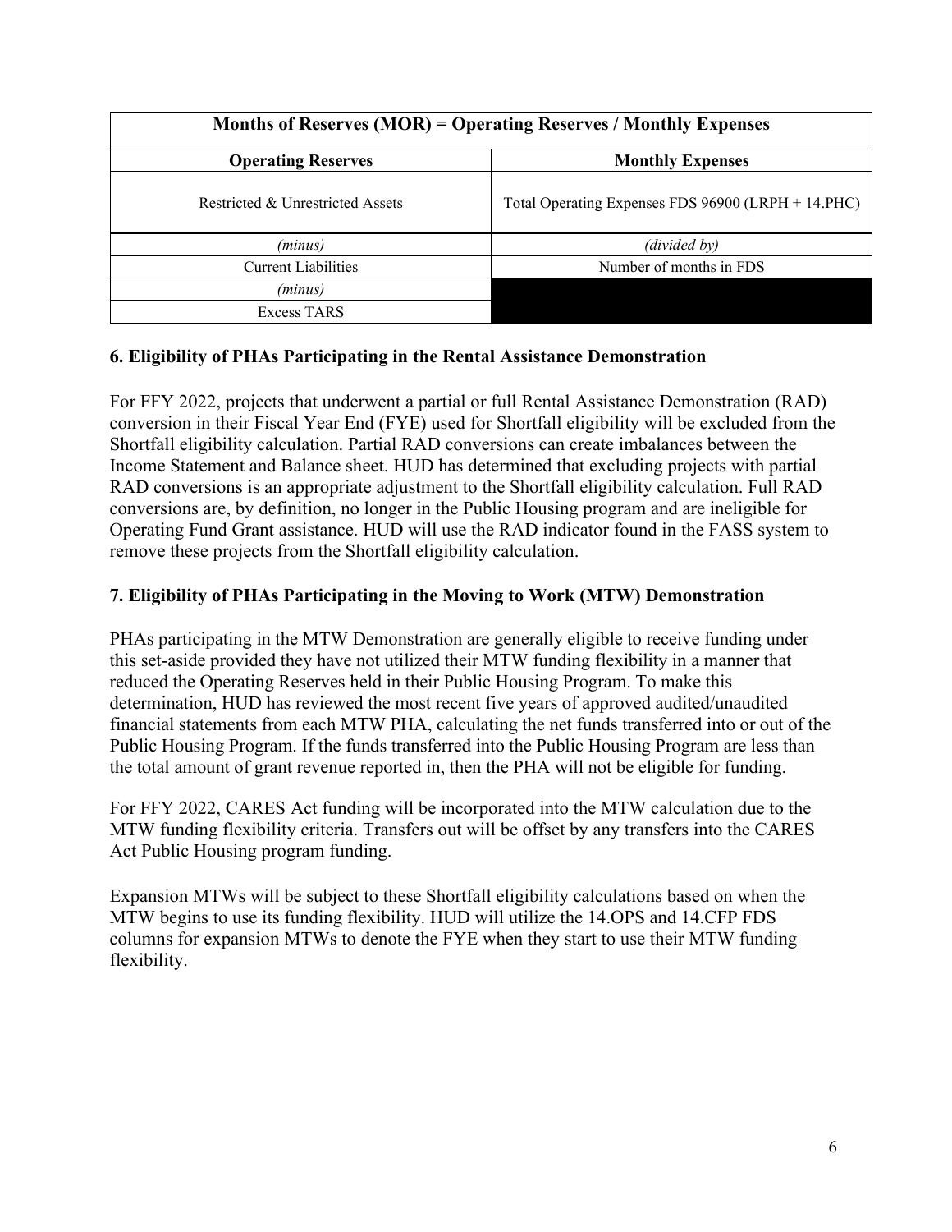| Months of Reserves (MOR) = Operating Reserves / Monthly Expenses | |
| --- | --- |
| **Operating Reserves** | **Monthly Expenses** |
| Restricted & Unrestricted Assets | Total Operating Expenses FDS 96900 (LRPH + 14.PHC) |
| *(minus)* | *(divided by)* |
| Current Liabilities | Number of months in FDS |
| *(minus)* | |
| Excess TARS | |

### 6. Eligibility of PHAs Participating in the Rental Assistance Demonstration

For FFY 2022, projects that underwent a partial or full Rental Assistance Demonstration (RAD) conversion in their Fiscal Year End (FYE) used for Shortfall eligibility will be excluded from the Shortfall eligibility calculation. Partial RAD conversions can create imbalances between the Income Statement and Balance sheet. HUD has determined that excluding projects with partial RAD conversions is an appropriate adjustment to the Shortfall eligibility calculation. Full RAD conversions are, by definition, no longer in the Public Housing program and are ineligible for Operating Fund Grant assistance. HUD will use the RAD indicator found in the FASS system to remove these projects from the Shortfall eligibility calculation.

### 7. Eligibility of PHAs Participating in the Moving to Work (MTW) Demonstration

PHAs participating in the MTW Demonstration are generally eligible to receive funding under this set-aside provided they have not utilized their MTW funding flexibility in a manner that reduced the Operating Reserves held in their Public Housing Program. To make this determination, HUD has reviewed the most recent five years of approved audited/unaudited financial statements from each MTW PHA, calculating the net funds transferred into or out of the Public Housing Program. If the funds transferred into the Public Housing Program are less than the total amount of grant revenue reported in, then the PHA will not be eligible for funding.

For FFY 2022, CARES Act funding will be incorporated into the MTW calculation due to the MTW funding flexibility criteria. Transfers out will be offset by any transfers into the CARES Act Public Housing program funding.

Expansion MTWs will be subject to these Shortfall eligibility calculations based on when the MTW begins to use its funding flexibility. HUD will utilize the 14.OPS and 14.CFP FDS columns for expansion MTWs to denote the FYE when they start to use their MTW funding flexibility.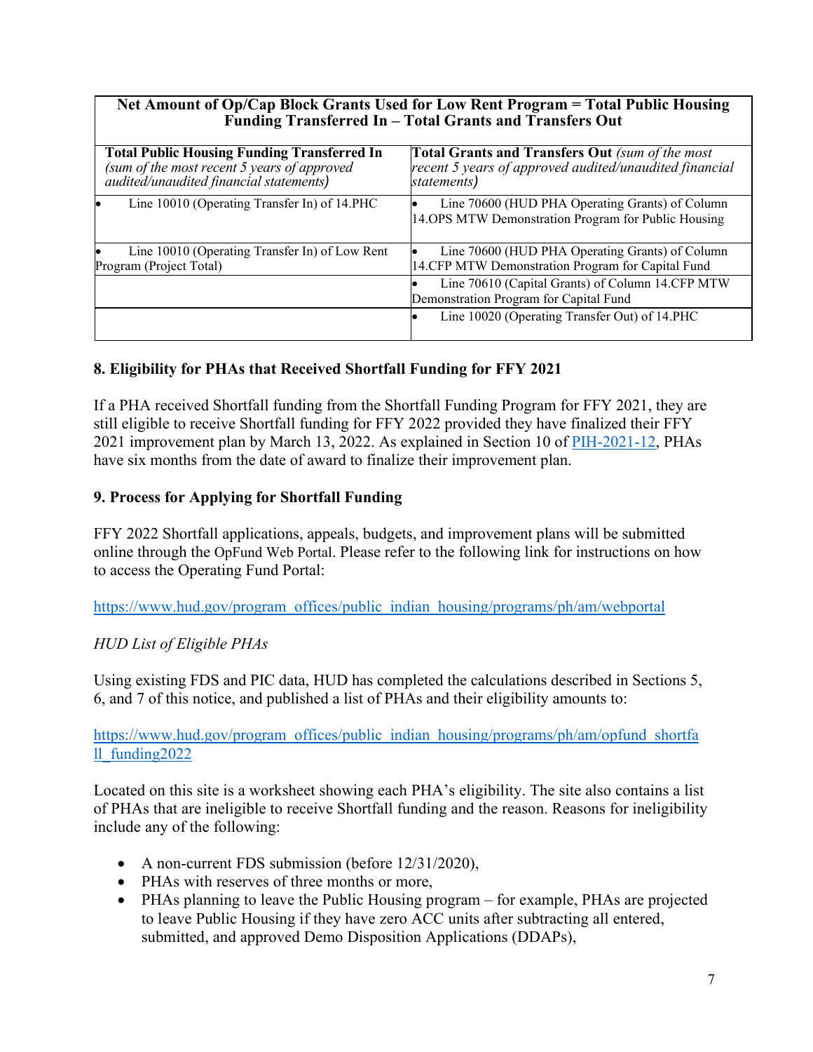| Net Amount of Op/Cap Block Grants Used for Low Rent Program = Total Public Housing Funding Transferred In – Total Grants and Transfers Out | |
|---|---|
| **Total Public Housing Funding Transferred In** *(sum of the most recent 5 years of approved audited/unaudited financial statements)* | **Total Grants and Transfers Out** *(sum of the most recent 5 years of approved audited/unaudited financial statements)* |
| • Line 10010 (Operating Transfer In) of 14.PHC | • Line 70600 (HUD PHA Operating Grants) of Column 14.OPS MTW Demonstration Program for Public Housing |
| • Line 10010 (Operating Transfer In) of Low Rent Program (Project Total) | • Line 70600 (HUD PHA Operating Grants) of Column 14.CFP MTW Demonstration Program for Capital Fund |
| | • Line 70610 (Capital Grants) of Column 14.CFP MTW Demonstration Program for Capital Fund |
| | • Line 10020 (Operating Transfer Out) of 14.PHC |

## 8. Eligibility for PHAs that Received Shortfall Funding for FFY 2021

If a PHA received Shortfall funding from the Shortfall Funding Program for FFY 2021, they are still eligible to receive Shortfall funding for FFY 2022 provided they have finalized their FFY 2021 improvement plan by March 13, 2022. As explained in Section 10 of PIH-2021-12, PHAs have six months from the date of award to finalize their improvement plan.

## 9. Process for Applying for Shortfall Funding

FFY 2022 Shortfall applications, appeals, budgets, and improvement plans will be submitted online through the OpFund Web Portal. Please refer to the following link for instructions on how to access the Operating Fund Portal:

https://www.hud.gov/program_offices/public_indian_housing/programs/ph/am/webportal

*HUD List of Eligible PHAs*

Using existing FDS and PIC data, HUD has completed the calculations described in Sections 5, 6, and 7 of this notice, and published a list of PHAs and their eligibility amounts to:

https://www.hud.gov/program_offices/public_indian_housing/programs/ph/am/opfund_shortfall_funding2022

Located on this site is a worksheet showing each PHA's eligibility. The site also contains a list of PHAs that are ineligible to receive Shortfall funding and the reason. Reasons for ineligibility include any of the following:

- A non-current FDS submission (before 12/31/2020),
- PHAs with reserves of three months or more,
- PHAs planning to leave the Public Housing program – for example, PHAs are projected to leave Public Housing if they have zero ACC units after subtracting all entered, submitted, and approved Demo Disposition Applications (DDAPs),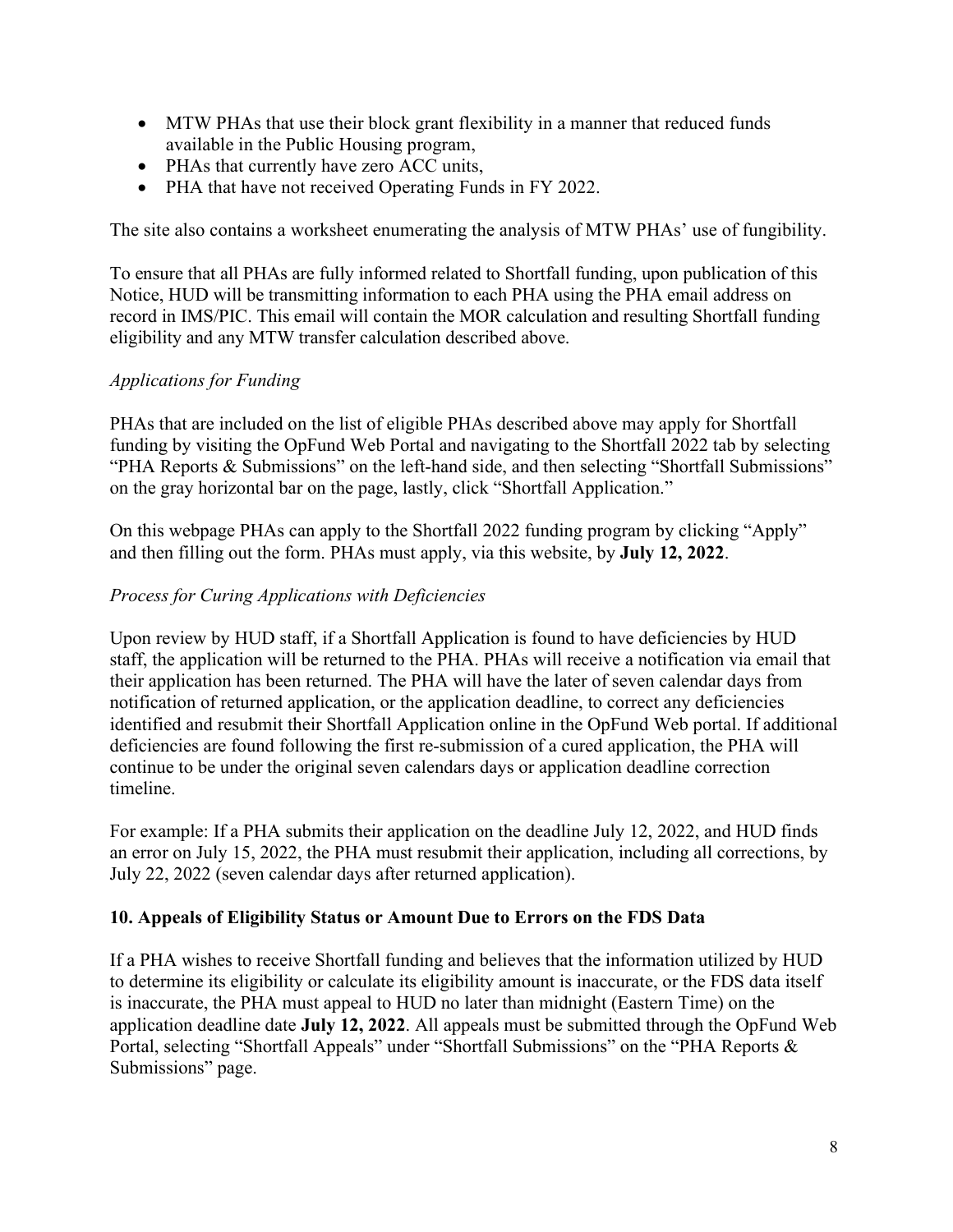- MTW PHAs that use their block grant flexibility in a manner that reduced funds available in the Public Housing program,
- PHAs that currently have zero ACC units,
- PHA that have not received Operating Funds in FY 2022.

The site also contains a worksheet enumerating the analysis of MTW PHAs' use of fungibility.

To ensure that all PHAs are fully informed related to Shortfall funding, upon publication of this Notice, HUD will be transmitting information to each PHA using the PHA email address on record in IMS/PIC. This email will contain the MOR calculation and resulting Shortfall funding eligibility and any MTW transfer calculation described above.

*Applications for Funding*

PHAs that are included on the list of eligible PHAs described above may apply for Shortfall funding by visiting the OpFund Web Portal and navigating to the Shortfall 2022 tab by selecting "PHA Reports & Submissions" on the left-hand side, and then selecting "Shortfall Submissions" on the gray horizontal bar on the page, lastly, click "Shortfall Application."

On this webpage PHAs can apply to the Shortfall 2022 funding program by clicking "Apply" and then filling out the form. PHAs must apply, via this website, by **July 12, 2022**.

*Process for Curing Applications with Deficiencies*

Upon review by HUD staff, if a Shortfall Application is found to have deficiencies by HUD staff, the application will be returned to the PHA. PHAs will receive a notification via email that their application has been returned. The PHA will have the later of seven calendar days from notification of returned application, or the application deadline, to correct any deficiencies identified and resubmit their Shortfall Application online in the OpFund Web portal. If additional deficiencies are found following the first re-submission of a cured application, the PHA will continue to be under the original seven calendars days or application deadline correction timeline.

For example: If a PHA submits their application on the deadline July 12, 2022, and HUD finds an error on July 15, 2022, the PHA must resubmit their application, including all corrections, by July 22, 2022 (seven calendar days after returned application).

## 10. Appeals of Eligibility Status or Amount Due to Errors on the FDS Data

If a PHA wishes to receive Shortfall funding and believes that the information utilized by HUD to determine its eligibility or calculate its eligibility amount is inaccurate, or the FDS data itself is inaccurate, the PHA must appeal to HUD no later than midnight (Eastern Time) on the application deadline date **July 12, 2022**. All appeals must be submitted through the OpFund Web Portal, selecting "Shortfall Appeals" under "Shortfall Submissions" on the "PHA Reports & Submissions" page.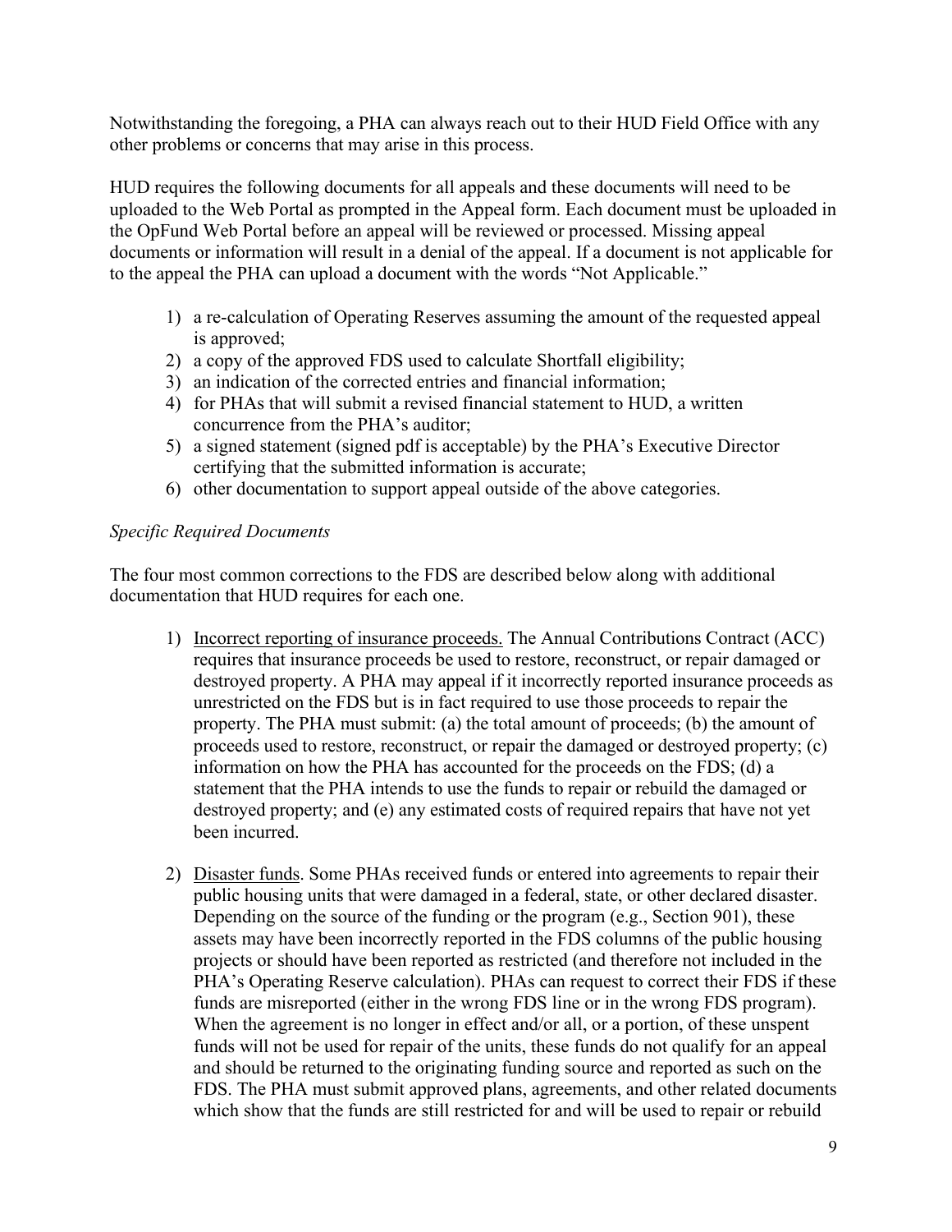Notwithstanding the foregoing, a PHA can always reach out to their HUD Field Office with any other problems or concerns that may arise in this process.

HUD requires the following documents for all appeals and these documents will need to be uploaded to the Web Portal as prompted in the Appeal form. Each document must be uploaded in the OpFund Web Portal before an appeal will be reviewed or processed. Missing appeal documents or information will result in a denial of the appeal. If a document is not applicable for to the appeal the PHA can upload a document with the words "Not Applicable."

1) a re-calculation of Operating Reserves assuming the amount of the requested appeal is approved;
2) a copy of the approved FDS used to calculate Shortfall eligibility;
3) an indication of the corrected entries and financial information;
4) for PHAs that will submit a revised financial statement to HUD, a written concurrence from the PHA's auditor;
5) a signed statement (signed pdf is acceptable) by the PHA's Executive Director certifying that the submitted information is accurate;
6) other documentation to support appeal outside of the above categories.

*Specific Required Documents*

The four most common corrections to the FDS are described below along with additional documentation that HUD requires for each one.

1) Incorrect reporting of insurance proceeds. The Annual Contributions Contract (ACC) requires that insurance proceeds be used to restore, reconstruct, or repair damaged or destroyed property. A PHA may appeal if it incorrectly reported insurance proceeds as unrestricted on the FDS but is in fact required to use those proceeds to repair the property. The PHA must submit: (a) the total amount of proceeds; (b) the amount of proceeds used to restore, reconstruct, or repair the damaged or destroyed property; (c) information on how the PHA has accounted for the proceeds on the FDS; (d) a statement that the PHA intends to use the funds to repair or rebuild the damaged or destroyed property; and (e) any estimated costs of required repairs that have not yet been incurred.

2) Disaster funds. Some PHAs received funds or entered into agreements to repair their public housing units that were damaged in a federal, state, or other declared disaster. Depending on the source of the funding or the program (e.g., Section 901), these assets may have been incorrectly reported in the FDS columns of the public housing projects or should have been reported as restricted (and therefore not included in the PHA's Operating Reserve calculation). PHAs can request to correct their FDS if these funds are misreported (either in the wrong FDS line or in the wrong FDS program). When the agreement is no longer in effect and/or all, or a portion, of these unspent funds will not be used for repair of the units, these funds do not qualify for an appeal and should be returned to the originating funding source and reported as such on the FDS. The PHA must submit approved plans, agreements, and other related documents which show that the funds are still restricted for and will be used to repair or rebuild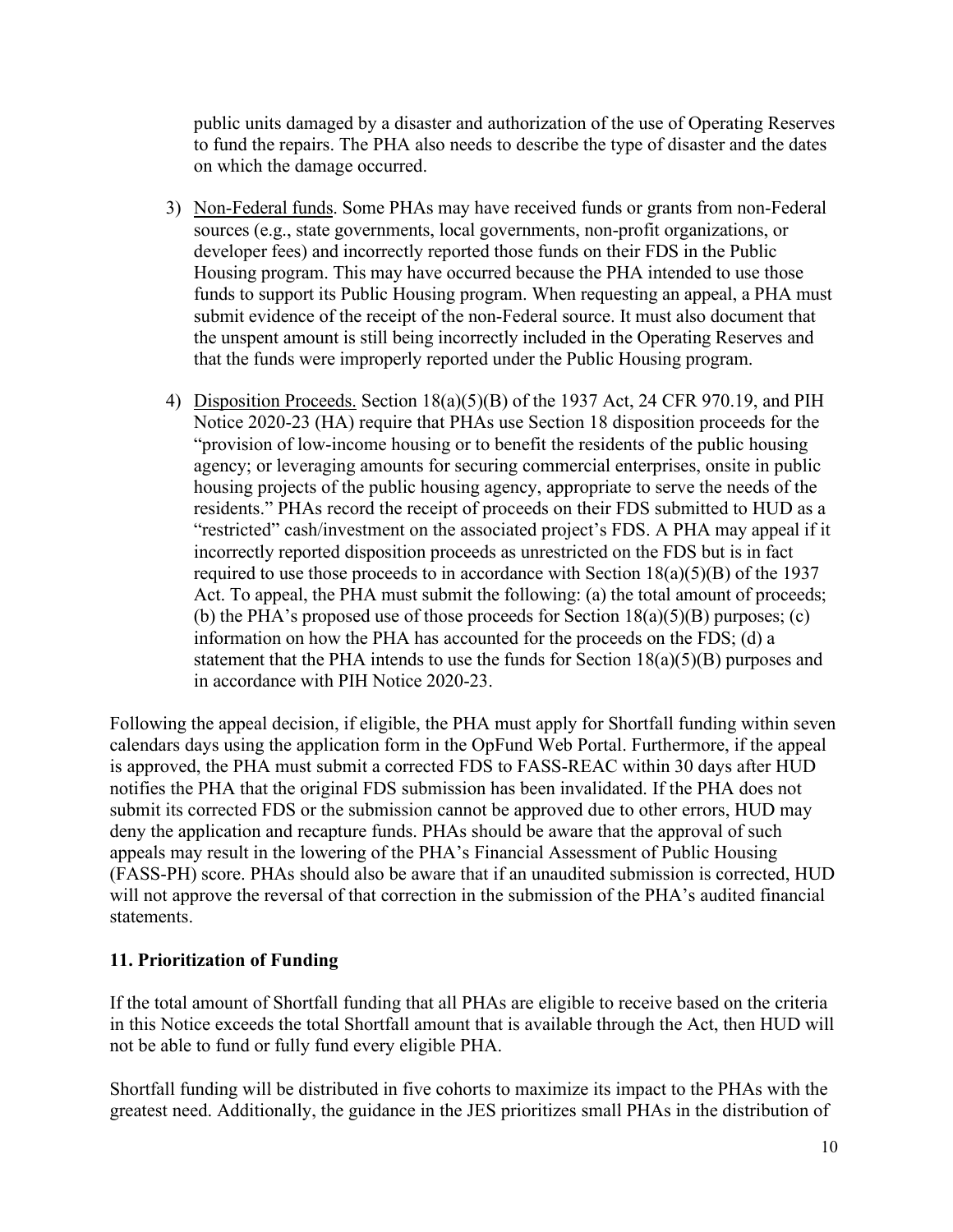public units damaged by a disaster and authorization of the use of Operating Reserves to fund the repairs. The PHA also needs to describe the type of disaster and the dates on which the damage occurred.

3) Non-Federal funds. Some PHAs may have received funds or grants from non-Federal sources (e.g., state governments, local governments, non-profit organizations, or developer fees) and incorrectly reported those funds on their FDS in the Public Housing program. This may have occurred because the PHA intended to use those funds to support its Public Housing program. When requesting an appeal, a PHA must submit evidence of the receipt of the non-Federal source. It must also document that the unspent amount is still being incorrectly included in the Operating Reserves and that the funds were improperly reported under the Public Housing program.

4) Disposition Proceeds. Section 18(a)(5)(B) of the 1937 Act, 24 CFR 970.19, and PIH Notice 2020-23 (HA) require that PHAs use Section 18 disposition proceeds for the "provision of low-income housing or to benefit the residents of the public housing agency; or leveraging amounts for securing commercial enterprises, onsite in public housing projects of the public housing agency, appropriate to serve the needs of the residents." PHAs record the receipt of proceeds on their FDS submitted to HUD as a "restricted" cash/investment on the associated project's FDS. A PHA may appeal if it incorrectly reported disposition proceeds as unrestricted on the FDS but is in fact required to use those proceeds to in accordance with Section 18(a)(5)(B) of the 1937 Act. To appeal, the PHA must submit the following: (a) the total amount of proceeds; (b) the PHA's proposed use of those proceeds for Section 18(a)(5)(B) purposes; (c) information on how the PHA has accounted for the proceeds on the FDS; (d) a statement that the PHA intends to use the funds for Section 18(a)(5)(B) purposes and in accordance with PIH Notice 2020-23.

Following the appeal decision, if eligible, the PHA must apply for Shortfall funding within seven calendars days using the application form in the OpFund Web Portal. Furthermore, if the appeal is approved, the PHA must submit a corrected FDS to FASS-REAC within 30 days after HUD notifies the PHA that the original FDS submission has been invalidated. If the PHA does not submit its corrected FDS or the submission cannot be approved due to other errors, HUD may deny the application and recapture funds. PHAs should be aware that the approval of such appeals may result in the lowering of the PHA's Financial Assessment of Public Housing (FASS-PH) score. PHAs should also be aware that if an unaudited submission is corrected, HUD will not approve the reversal of that correction in the submission of the PHA's audited financial statements.

## 11. Prioritization of Funding

If the total amount of Shortfall funding that all PHAs are eligible to receive based on the criteria in this Notice exceeds the total Shortfall amount that is available through the Act, then HUD will not be able to fund or fully fund every eligible PHA.

Shortfall funding will be distributed in five cohorts to maximize its impact to the PHAs with the greatest need. Additionally, the guidance in the JES prioritizes small PHAs in the distribution of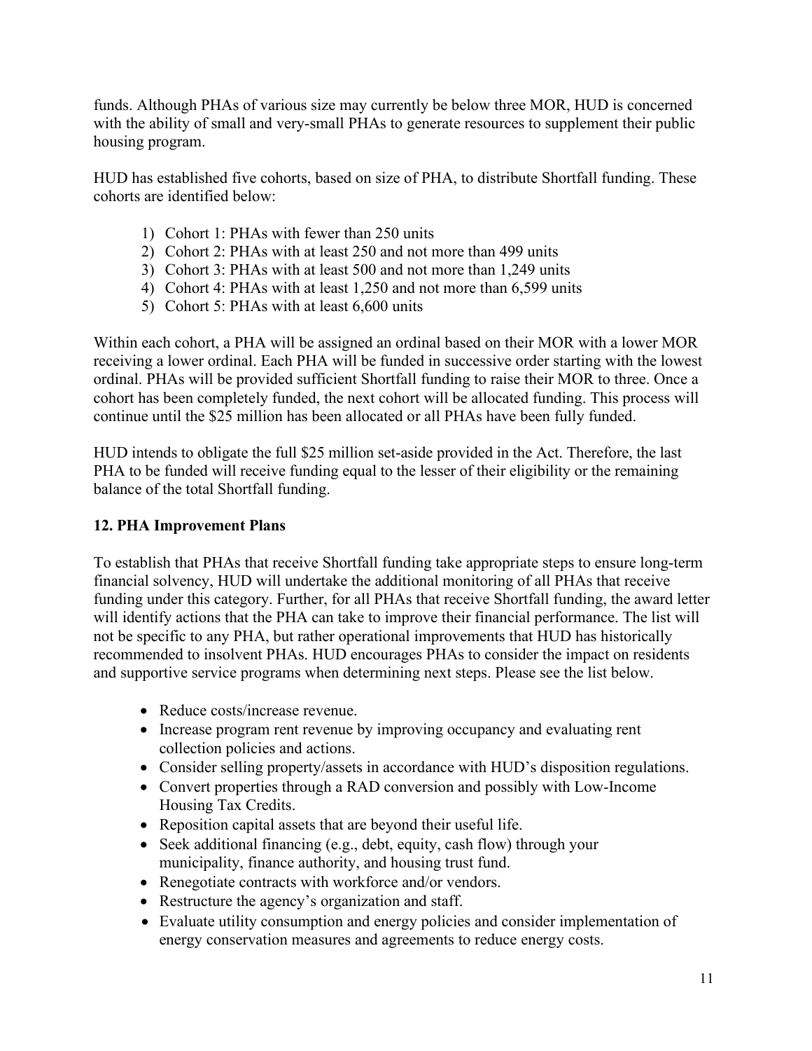funds. Although PHAs of various size may currently be below three MOR, HUD is concerned with the ability of small and very-small PHAs to generate resources to supplement their public housing program.

HUD has established five cohorts, based on size of PHA, to distribute Shortfall funding. These cohorts are identified below:

1) Cohort 1: PHAs with fewer than 250 units
2) Cohort 2: PHAs with at least 250 and not more than 499 units
3) Cohort 3: PHAs with at least 500 and not more than 1,249 units
4) Cohort 4: PHAs with at least 1,250 and not more than 6,599 units
5) Cohort 5: PHAs with at least 6,600 units

Within each cohort, a PHA will be assigned an ordinal based on their MOR with a lower MOR receiving a lower ordinal. Each PHA will be funded in successive order starting with the lowest ordinal. PHAs will be provided sufficient Shortfall funding to raise their MOR to three. Once a cohort has been completely funded, the next cohort will be allocated funding. This process will continue until the $25 million has been allocated or all PHAs have been fully funded.

HUD intends to obligate the full $25 million set-aside provided in the Act. Therefore, the last PHA to be funded will receive funding equal to the lesser of their eligibility or the remaining balance of the total Shortfall funding.

**12. PHA Improvement Plans**

To establish that PHAs that receive Shortfall funding take appropriate steps to ensure long-term financial solvency, HUD will undertake the additional monitoring of all PHAs that receive funding under this category. Further, for all PHAs that receive Shortfall funding, the award letter will identify actions that the PHA can take to improve their financial performance. The list will not be specific to any PHA, but rather operational improvements that HUD has historically recommended to insolvent PHAs. HUD encourages PHAs to consider the impact on residents and supportive service programs when determining next steps. Please see the list below.

- Reduce costs/increase revenue.
- Increase program rent revenue by improving occupancy and evaluating rent collection policies and actions.
- Consider selling property/assets in accordance with HUD's disposition regulations.
- Convert properties through a RAD conversion and possibly with Low-Income Housing Tax Credits.
- Reposition capital assets that are beyond their useful life.
- Seek additional financing (e.g., debt, equity, cash flow) through your municipality, finance authority, and housing trust fund.
- Renegotiate contracts with workforce and/or vendors.
- Restructure the agency's organization and staff.
- Evaluate utility consumption and energy policies and consider implementation of energy conservation measures and agreements to reduce energy costs.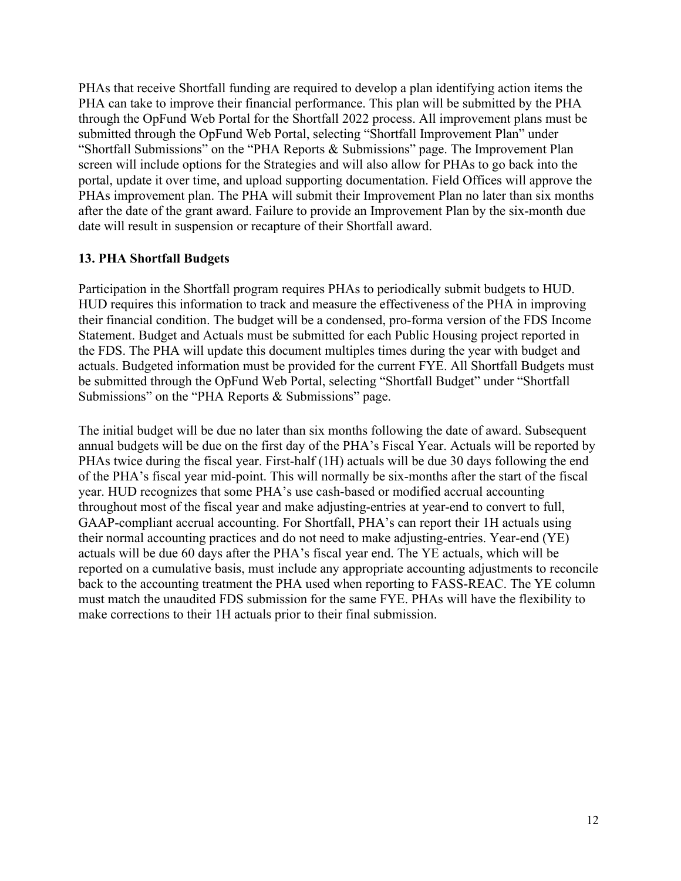PHAs that receive Shortfall funding are required to develop a plan identifying action items the PHA can take to improve their financial performance. This plan will be submitted by the PHA through the OpFund Web Portal for the Shortfall 2022 process. All improvement plans must be submitted through the OpFund Web Portal, selecting "Shortfall Improvement Plan" under "Shortfall Submissions" on the "PHA Reports & Submissions" page. The Improvement Plan screen will include options for the Strategies and will also allow for PHAs to go back into the portal, update it over time, and upload supporting documentation. Field Offices will approve the PHAs improvement plan. The PHA will submit their Improvement Plan no later than six months after the date of the grant award. Failure to provide an Improvement Plan by the six-month due date will result in suspension or recapture of their Shortfall award.

## 13. PHA Shortfall Budgets

Participation in the Shortfall program requires PHAs to periodically submit budgets to HUD. HUD requires this information to track and measure the effectiveness of the PHA in improving their financial condition. The budget will be a condensed, pro-forma version of the FDS Income Statement. Budget and Actuals must be submitted for each Public Housing project reported in the FDS. The PHA will update this document multiples times during the year with budget and actuals. Budgeted information must be provided for the current FYE. All Shortfall Budgets must be submitted through the OpFund Web Portal, selecting "Shortfall Budget" under "Shortfall Submissions" on the "PHA Reports & Submissions" page.

The initial budget will be due no later than six months following the date of award. Subsequent annual budgets will be due on the first day of the PHA's Fiscal Year. Actuals will be reported by PHAs twice during the fiscal year. First-half (1H) actuals will be due 30 days following the end of the PHA's fiscal year mid-point. This will normally be six-months after the start of the fiscal year. HUD recognizes that some PHA's use cash-based or modified accrual accounting throughout most of the fiscal year and make adjusting-entries at year-end to convert to full, GAAP-compliant accrual accounting. For Shortfall, PHA's can report their 1H actuals using their normal accounting practices and do not need to make adjusting-entries. Year-end (YE) actuals will be due 60 days after the PHA's fiscal year end. The YE actuals, which will be reported on a cumulative basis, must include any appropriate accounting adjustments to reconcile back to the accounting treatment the PHA used when reporting to FASS-REAC. The YE column must match the unaudited FDS submission for the same FYE. PHAs will have the flexibility to make corrections to their 1H actuals prior to their final submission.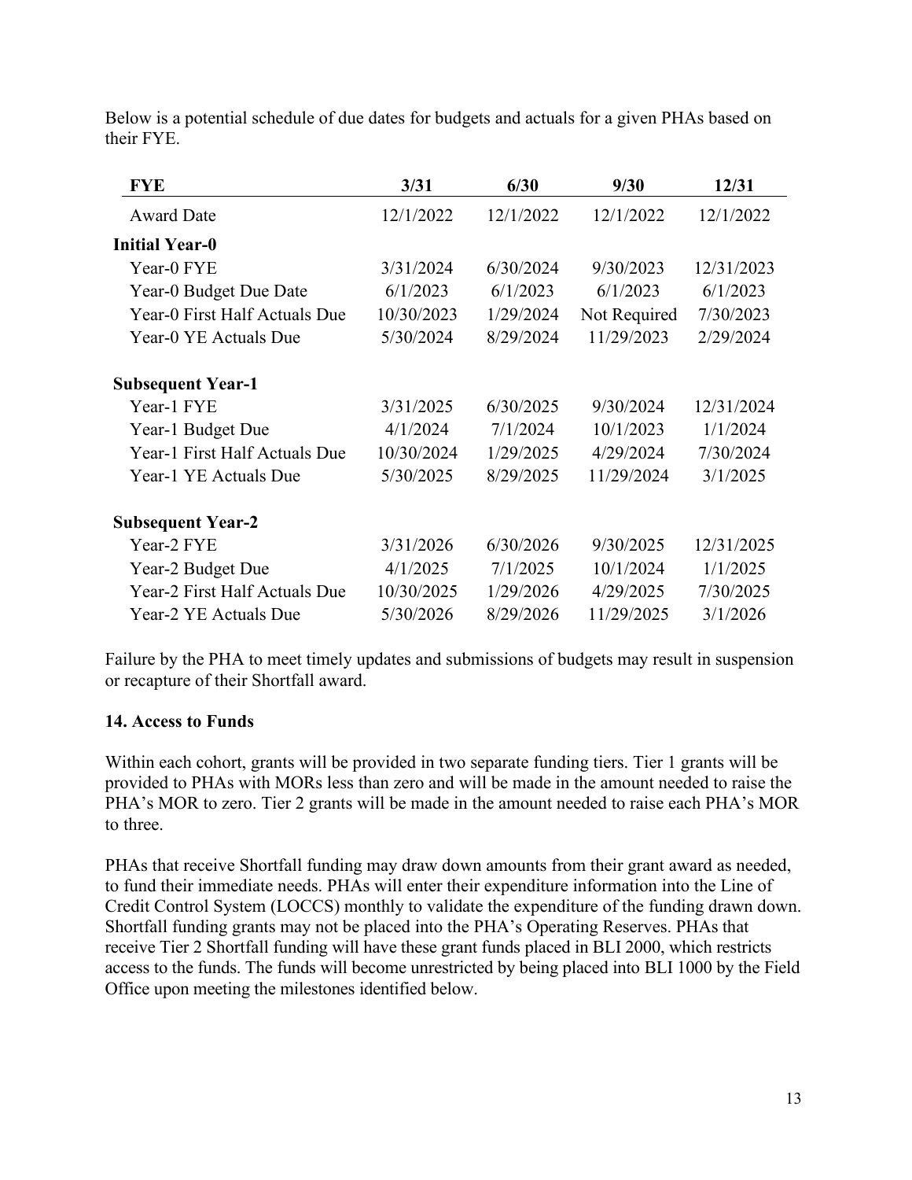Below is a potential schedule of due dates for budgets and actuals for a given PHAs based on their FYE.

| FYE | 3/31 | 6/30 | 9/30 | 12/31 |
|---|---|---|---|---|
| Award Date | 12/1/2022 | 12/1/2022 | 12/1/2022 | 12/1/2022 |
| **Initial Year-0** | | | | |
| Year-0 FYE | 3/31/2024 | 6/30/2024 | 9/30/2023 | 12/31/2023 |
| Year-0 Budget Due Date | 6/1/2023 | 6/1/2023 | 6/1/2023 | 6/1/2023 |
| Year-0 First Half Actuals Due | 10/30/2023 | 1/29/2024 | Not Required | 7/30/2023 |
| Year-0 YE Actuals Due | 5/30/2024 | 8/29/2024 | 11/29/2023 | 2/29/2024 |
| **Subsequent Year-1** | | | | |
| Year-1 FYE | 3/31/2025 | 6/30/2025 | 9/30/2024 | 12/31/2024 |
| Year-1 Budget Due | 4/1/2024 | 7/1/2024 | 10/1/2023 | 1/1/2024 |
| Year-1 First Half Actuals Due | 10/30/2024 | 1/29/2025 | 4/29/2024 | 7/30/2024 |
| Year-1 YE Actuals Due | 5/30/2025 | 8/29/2025 | 11/29/2024 | 3/1/2025 |
| **Subsequent Year-2** | | | | |
| Year-2 FYE | 3/31/2026 | 6/30/2026 | 9/30/2025 | 12/31/2025 |
| Year-2 Budget Due | 4/1/2025 | 7/1/2025 | 10/1/2024 | 1/1/2025 |
| Year-2 First Half Actuals Due | 10/30/2025 | 1/29/2026 | 4/29/2025 | 7/30/2025 |
| Year-2 YE Actuals Due | 5/30/2026 | 8/29/2026 | 11/29/2025 | 3/1/2026 |

Failure by the PHA to meet timely updates and submissions of budgets may result in suspension or recapture of their Shortfall award.

**14. Access to Funds**

Within each cohort, grants will be provided in two separate funding tiers. Tier 1 grants will be provided to PHAs with MORs less than zero and will be made in the amount needed to raise the PHA's MOR to zero. Tier 2 grants will be made in the amount needed to raise each PHA's MOR to three.

PHAs that receive Shortfall funding may draw down amounts from their grant award as needed, to fund their immediate needs. PHAs will enter their expenditure information into the Line of Credit Control System (LOCCS) monthly to validate the expenditure of the funding drawn down. Shortfall funding grants may not be placed into the PHA's Operating Reserves. PHAs that receive Tier 2 Shortfall funding will have these grant funds placed in BLI 2000, which restricts access to the funds. The funds will become unrestricted by being placed into BLI 1000 by the Field Office upon meeting the milestones identified below.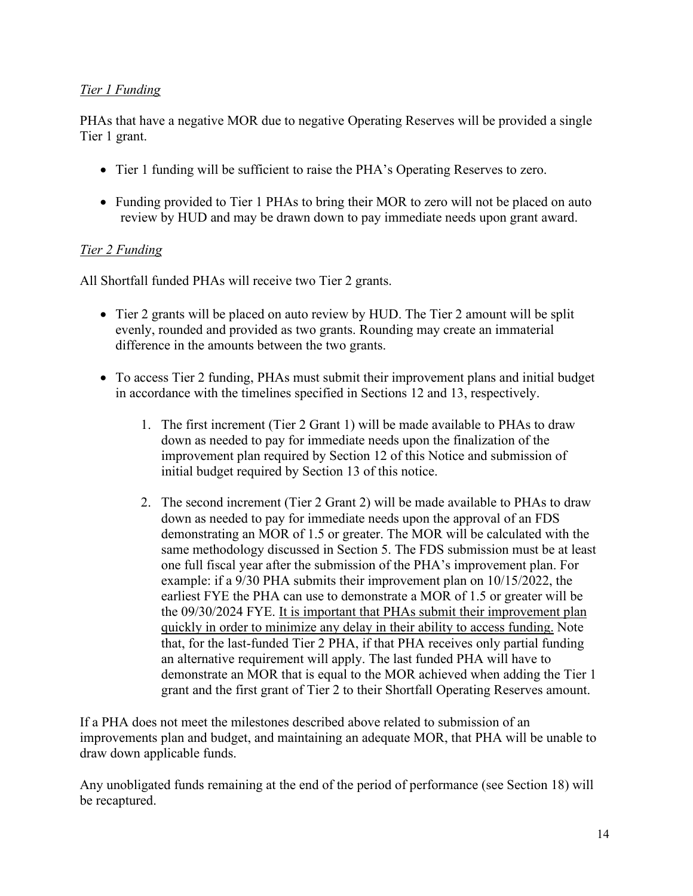*Tier 1 Funding*

PHAs that have a negative MOR due to negative Operating Reserves will be provided a single Tier 1 grant.

- Tier 1 funding will be sufficient to raise the PHA's Operating Reserves to zero.
- Funding provided to Tier 1 PHAs to bring their MOR to zero will not be placed on auto review by HUD and may be drawn down to pay immediate needs upon grant award.

*Tier 2 Funding*

All Shortfall funded PHAs will receive two Tier 2 grants.

- Tier 2 grants will be placed on auto review by HUD. The Tier 2 amount will be split evenly, rounded and provided as two grants. Rounding may create an immaterial difference in the amounts between the two grants.
- To access Tier 2 funding, PHAs must submit their improvement plans and initial budget in accordance with the timelines specified in Sections 12 and 13, respectively.
    1. The first increment (Tier 2 Grant 1) will be made available to PHAs to draw down as needed to pay for immediate needs upon the finalization of the improvement plan required by Section 12 of this Notice and submission of initial budget required by Section 13 of this notice.
    2. The second increment (Tier 2 Grant 2) will be made available to PHAs to draw down as needed to pay for immediate needs upon the approval of an FDS demonstrating an MOR of 1.5 or greater. The MOR will be calculated with the same methodology discussed in Section 5. The FDS submission must be at least one full fiscal year after the submission of the PHA's improvement plan. For example: if a 9/30 PHA submits their improvement plan on 10/15/2022, the earliest FYE the PHA can use to demonstrate a MOR of 1.5 or greater will be the 09/30/2024 FYE. <u>It is important that PHAs submit their improvement plan quickly in order to minimize any delay in their ability to access funding.</u> Note that, for the last-funded Tier 2 PHA, if that PHA receives only partial funding an alternative requirement will apply. The last funded PHA will have to demonstrate an MOR that is equal to the MOR achieved when adding the Tier 1 grant and the first grant of Tier 2 to their Shortfall Operating Reserves amount.

If a PHA does not meet the milestones described above related to submission of an improvements plan and budget, and maintaining an adequate MOR, that PHA will be unable to draw down applicable funds.

Any unobligated funds remaining at the end of the period of performance (see Section 18) will be recaptured.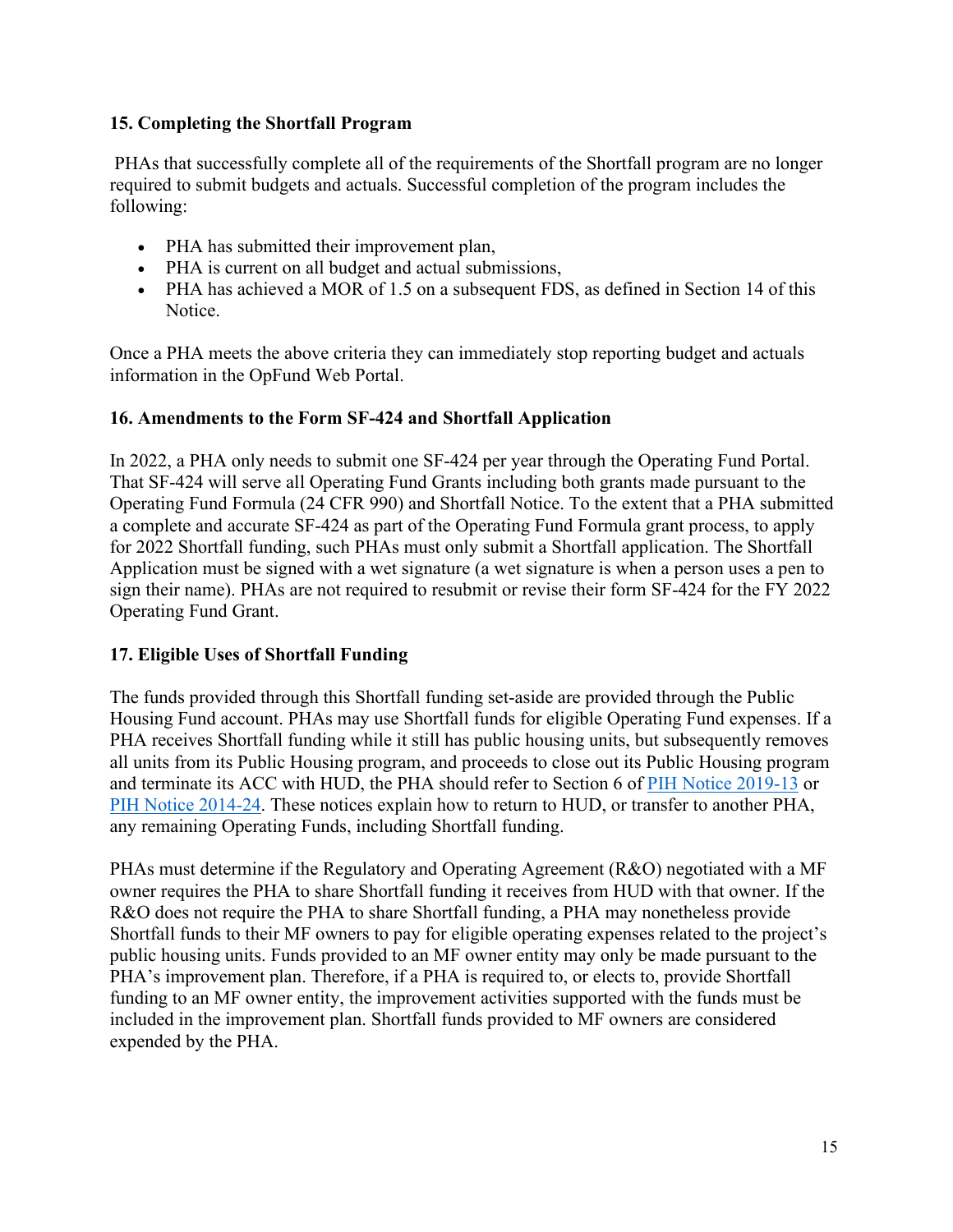**15. Completing the Shortfall Program**

PHAs that successfully complete all of the requirements of the Shortfall program are no longer required to submit budgets and actuals. Successful completion of the program includes the following:

- PHA has submitted their improvement plan,
- PHA is current on all budget and actual submissions,
- PHA has achieved a MOR of 1.5 on a subsequent FDS, as defined in Section 14 of this Notice.

Once a PHA meets the above criteria they can immediately stop reporting budget and actuals information in the OpFund Web Portal.

**16. Amendments to the Form SF-424 and Shortfall Application**

In 2022, a PHA only needs to submit one SF-424 per year through the Operating Fund Portal. That SF-424 will serve all Operating Fund Grants including both grants made pursuant to the Operating Fund Formula (24 CFR 990) and Shortfall Notice. To the extent that a PHA submitted a complete and accurate SF-424 as part of the Operating Fund Formula grant process, to apply for 2022 Shortfall funding, such PHAs must only submit a Shortfall application. The Shortfall Application must be signed with a wet signature (a wet signature is when a person uses a pen to sign their name). PHAs are not required to resubmit or revise their form SF-424 for the FY 2022 Operating Fund Grant.

**17. Eligible Uses of Shortfall Funding**

The funds provided through this Shortfall funding set-aside are provided through the Public Housing Fund account. PHAs may use Shortfall funds for eligible Operating Fund expenses. If a PHA receives Shortfall funding while it still has public housing units, but subsequently removes all units from its Public Housing program, and proceeds to close out its Public Housing program and terminate its ACC with HUD, the PHA should refer to Section 6 of PIH Notice 2019-13 or PIH Notice 2014-24. These notices explain how to return to HUD, or transfer to another PHA, any remaining Operating Funds, including Shortfall funding.

PHAs must determine if the Regulatory and Operating Agreement (R&O) negotiated with a MF owner requires the PHA to share Shortfall funding it receives from HUD with that owner. If the R&O does not require the PHA to share Shortfall funding, a PHA may nonetheless provide Shortfall funds to their MF owners to pay for eligible operating expenses related to the project's public housing units. Funds provided to an MF owner entity may only be made pursuant to the PHA's improvement plan. Therefore, if a PHA is required to, or elects to, provide Shortfall funding to an MF owner entity, the improvement activities supported with the funds must be included in the improvement plan. Shortfall funds provided to MF owners are considered expended by the PHA.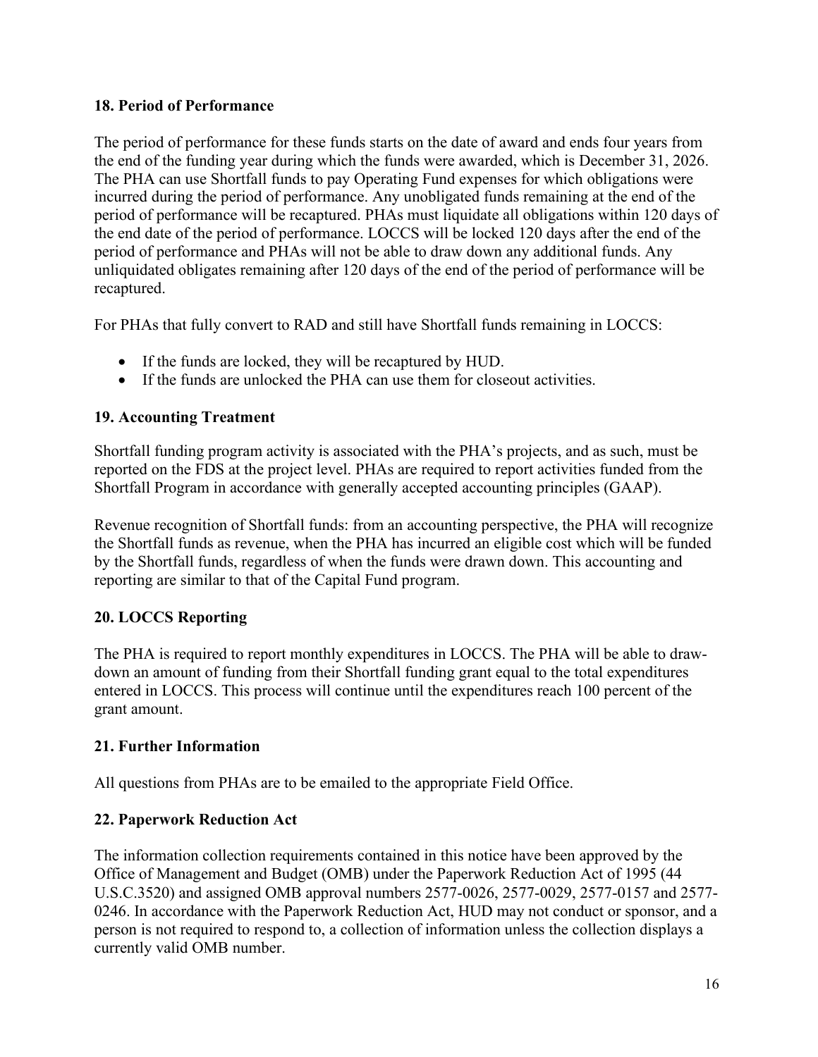### 18. Period of Performance

The period of performance for these funds starts on the date of award and ends four years from the end of the funding year during which the funds were awarded, which is December 31, 2026. The PHA can use Shortfall funds to pay Operating Fund expenses for which obligations were incurred during the period of performance. Any unobligated funds remaining at the end of the period of performance will be recaptured. PHAs must liquidate all obligations within 120 days of the end date of the period of performance. LOCCS will be locked 120 days after the end of the period of performance and PHAs will not be able to draw down any additional funds. Any unliquidated obligates remaining after 120 days of the end of the period of performance will be recaptured.

For PHAs that fully convert to RAD and still have Shortfall funds remaining in LOCCS:

- If the funds are locked, they will be recaptured by HUD.
- If the funds are unlocked the PHA can use them for closeout activities.

### 19. Accounting Treatment

Shortfall funding program activity is associated with the PHA's projects, and as such, must be reported on the FDS at the project level. PHAs are required to report activities funded from the Shortfall Program in accordance with generally accepted accounting principles (GAAP).

Revenue recognition of Shortfall funds: from an accounting perspective, the PHA will recognize the Shortfall funds as revenue, when the PHA has incurred an eligible cost which will be funded by the Shortfall funds, regardless of when the funds were drawn down. This accounting and reporting are similar to that of the Capital Fund program.

### 20. LOCCS Reporting

The PHA is required to report monthly expenditures in LOCCS. The PHA will be able to draw-down an amount of funding from their Shortfall funding grant equal to the total expenditures entered in LOCCS. This process will continue until the expenditures reach 100 percent of the grant amount.

### 21. Further Information

All questions from PHAs are to be emailed to the appropriate Field Office.

### 22. Paperwork Reduction Act

The information collection requirements contained in this notice have been approved by the Office of Management and Budget (OMB) under the Paperwork Reduction Act of 1995 (44 U.S.C.3520) and assigned OMB approval numbers 2577-0026, 2577-0029, 2577-0157 and 2577-0246. In accordance with the Paperwork Reduction Act, HUD may not conduct or sponsor, and a person is not required to respond to, a collection of information unless the collection displays a currently valid OMB number.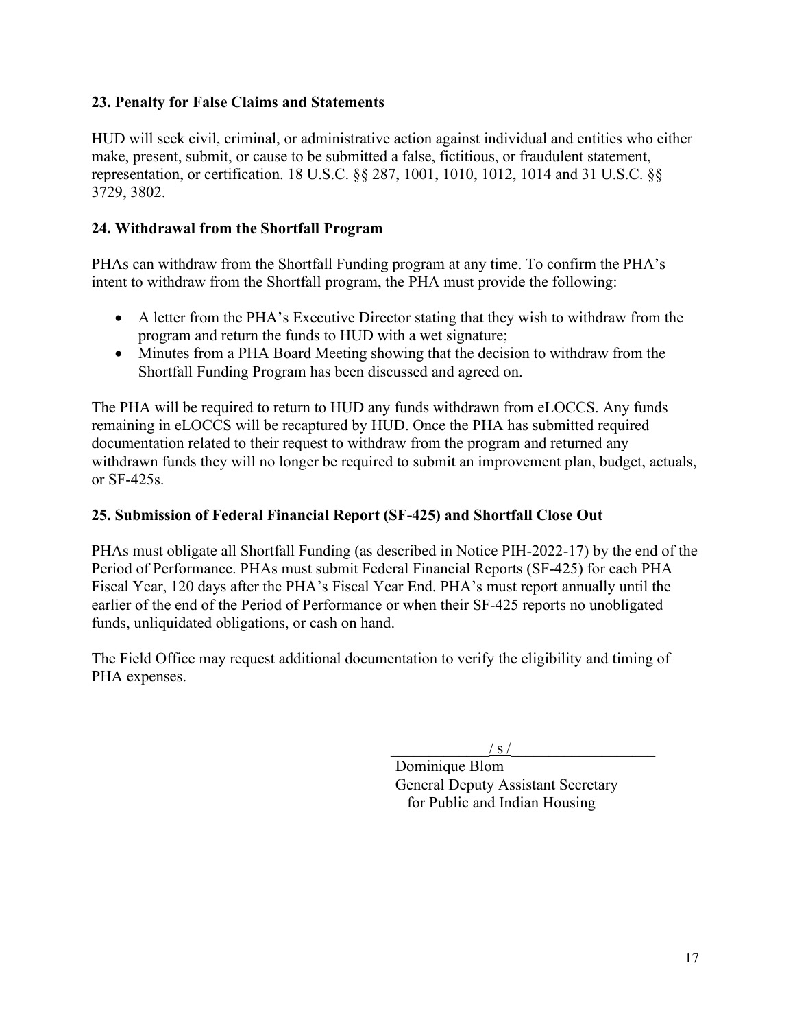### 23. Penalty for False Claims and Statements

HUD will seek civil, criminal, or administrative action against individual and entities who either make, present, submit, or cause to be submitted a false, fictitious, or fraudulent statement, representation, or certification. 18 U.S.C. §§ 287, 1001, 1010, 1012, 1014 and 31 U.S.C. §§ 3729, 3802.

### 24. Withdrawal from the Shortfall Program

PHAs can withdraw from the Shortfall Funding program at any time. To confirm the PHA's intent to withdraw from the Shortfall program, the PHA must provide the following:

- A letter from the PHA's Executive Director stating that they wish to withdraw from the program and return the funds to HUD with a wet signature;
- Minutes from a PHA Board Meeting showing that the decision to withdraw from the Shortfall Funding Program has been discussed and agreed on.

The PHA will be required to return to HUD any funds withdrawn from eLOCCS. Any funds remaining in eLOCCS will be recaptured by HUD. Once the PHA has submitted required documentation related to their request to withdraw from the program and returned any withdrawn funds they will no longer be required to submit an improvement plan, budget, actuals, or SF-425s.

### 25. Submission of Federal Financial Report (SF-425) and Shortfall Close Out

PHAs must obligate all Shortfall Funding (as described in Notice PIH-2022-17) by the end of the Period of Performance. PHAs must submit Federal Financial Reports (SF-425) for each PHA Fiscal Year, 120 days after the PHA's Fiscal Year End. PHA's must report annually until the earlier of the end of the Period of Performance or when their SF-425 reports no unobligated funds, unliquidated obligations, or cash on hand.

The Field Office may request additional documentation to verify the eligibility and timing of PHA expenses.

/ s /

Dominique Blom
General Deputy Assistant Secretary
for Public and Indian Housing